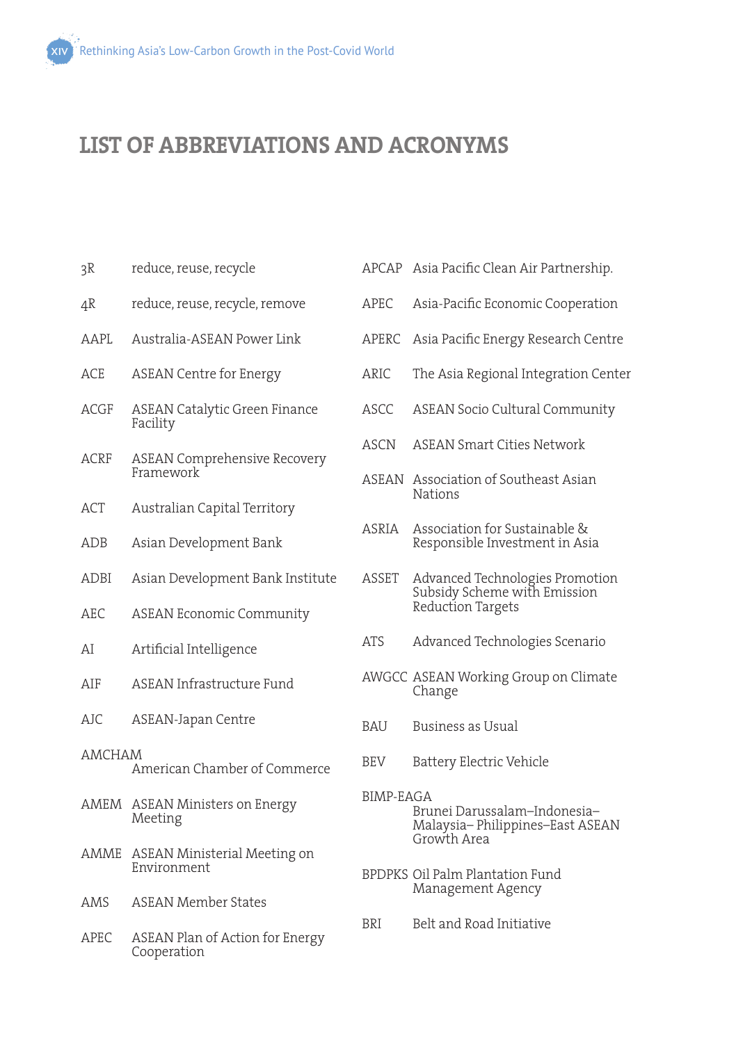# LIST OF ABBREVIATIONS AND ACRONYMS

| | |
|---|---|
| 3R | reduce, reuse, recycle |
| 4R | reduce, reuse, recycle, remove |
| AAPL | Australia-ASEAN Power Link |
| ACE | ASEAN Centre for Energy |
| ACGF | ASEAN Catalytic Green Finance Facility |
| ACRF | ASEAN Comprehensive Recovery Framework |
| ACT | Australian Capital Territory |
| ADB | Asian Development Bank |
| ADBI | Asian Development Bank Institute |
| AEC | ASEAN Economic Community |
| AI | Artificial Intelligence |
| AIF | ASEAN Infrastructure Fund |
| AJC | ASEAN-Japan Centre |
| AMCHAM | American Chamber of Commerce |
| AMEM | ASEAN Ministers on Energy Meeting |
| AMME | ASEAN Ministerial Meeting on Environment |
| AMS | ASEAN Member States |
| APEC | ASEAN Plan of Action for Energy Cooperation |
| APCAP | Asia Pacific Clean Air Partnership. |
| APEC | Asia-Pacific Economic Cooperation |
| APERC | Asia Pacific Energy Research Centre |
| ARIC | The Asia Regional Integration Center |
| ASCC | ASEAN Socio Cultural Community |
| ASCN | ASEAN Smart Cities Network |
| ASEAN | Association of Southeast Asian Nations |
| ASRIA | Association for Sustainable & Responsible Investment in Asia |
| ASSET | Advanced Technologies Promotion Subsidy Scheme with Emission Reduction Targets |
| ATS | Advanced Technologies Scenario |
| AWGCC | ASEAN Working Group on Climate Change |
| BAU | Business as Usual |
| BEV | Battery Electric Vehicle |
| BIMP-EAGA | Brunei Darussalam–Indonesia–Malaysia– Philippines–East ASEAN Growth Area |
| BPDPKS | Oil Palm Plantation Fund Management Agency |
| BRI | Belt and Road Initiative |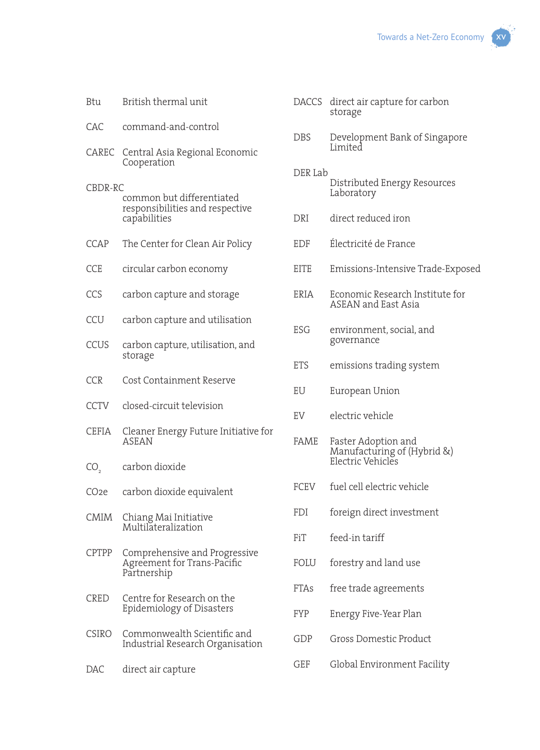| | |
|---|---|
| Btu | British thermal unit |
| CAC | command-and-control |
| CAREC | Central Asia Regional Economic Cooperation |
| CBDR-RC | common but differentiated responsibilities and respective capabilities |
| CCAP | The Center for Clean Air Policy |
| CCE | circular carbon economy |
| CCS | carbon capture and storage |
| CCU | carbon capture and utilisation |
| CCUS | carbon capture, utilisation, and storage |
| CCR | Cost Containment Reserve |
| CCTV | closed-circuit television |
| CEFIA | Cleaner Energy Future Initiative for ASEAN |
| $CO_2$ | carbon dioxide |
| CO2e | carbon dioxide equivalent |
| CMIM | Chiang Mai Initiative Multilateralization |
| CPTPP | Comprehensive and Progressive Agreement for Trans-Pacific Partnership |
| CRED | Centre for Research on the Epidemiology of Disasters |
| CSIRO | Commonwealth Scientific and Industrial Research Organisation |
| DAC | direct air capture |
| DACCS | direct air capture for carbon storage |
| DBS | Development Bank of Singapore Limited |
| DER Lab | Distributed Energy Resources Laboratory |
| DRI | direct reduced iron |
| EDF | Électricité de France |
| EITE | Emissions-Intensive Trade-Exposed |
| ERIA | Economic Research Institute for ASEAN and East Asia |
| ESG | environment, social, and governance |
| ETS | emissions trading system |
| EU | European Union |
| EV | electric vehicle |
| FAME | Faster Adoption and Manufacturing of (Hybrid &) Electric Vehicles |
| FCEV | fuel cell electric vehicle |
| FDI | foreign direct investment |
| FiT | feed-in tariff |
| FOLU | forestry and land use |
| FTAs | free trade agreements |
| FYP | Energy Five-Year Plan |
| GDP | Gross Domestic Product |
| GEF | Global Environment Facility |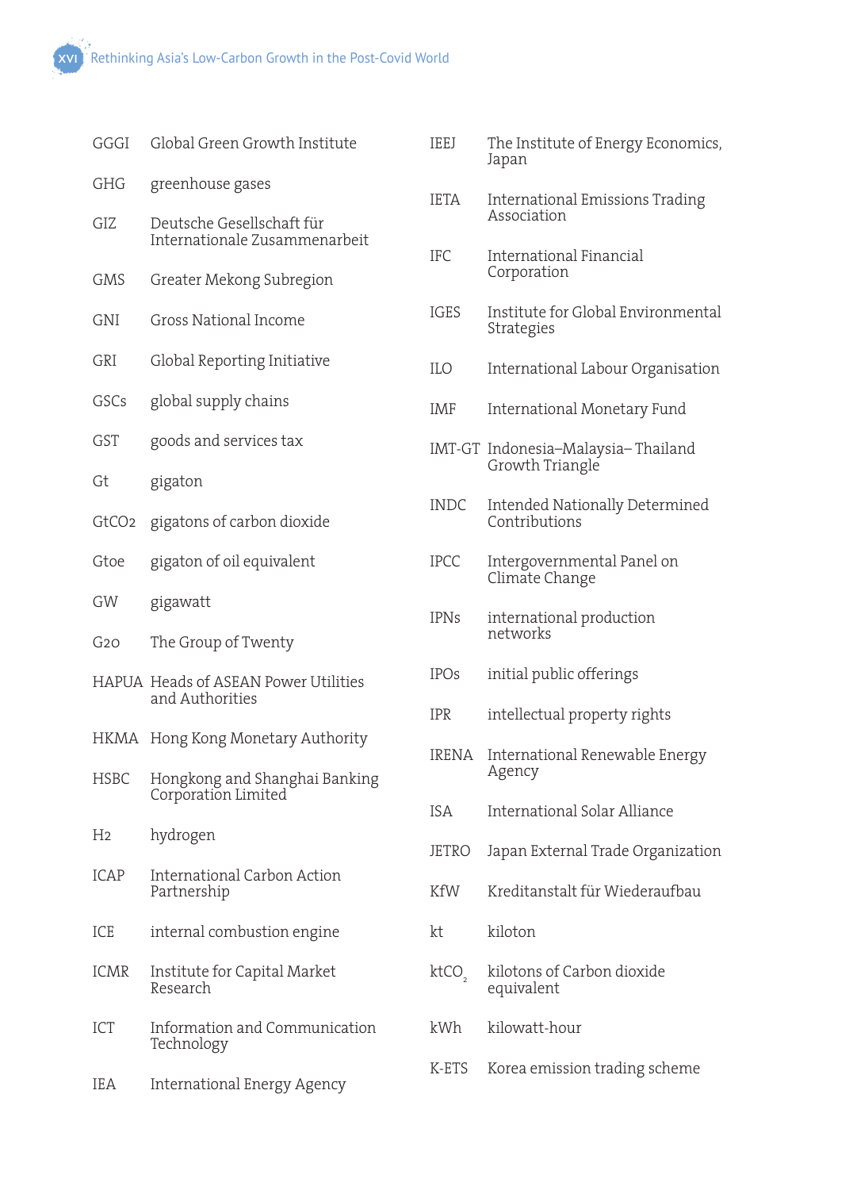| | |
|---|---|
| GGGI | Global Green Growth Institute |
| GHG | greenhouse gases |
| GIZ | Deutsche Gesellschaft für Internationale Zusammenarbeit |
| GMS | Greater Mekong Subregion |
| GNI | Gross National Income |
| GRI | Global Reporting Initiative |
| GSCs | global supply chains |
| GST | goods and services tax |
| Gt | gigaton |
| $GtCO_2$ | gigatons of carbon dioxide |
| Gtoe | gigaton of oil equivalent |
| GW | gigawatt |
| G20 | The Group of Twenty |
| HAPUA | Heads of ASEAN Power Utilities and Authorities |
| HKMA | Hong Kong Monetary Authority |
| HSBC | Hongkong and Shanghai Banking Corporation Limited |
| $H_2$ | hydrogen |
| ICAP | International Carbon Action Partnership |
| ICE | internal combustion engine |
| ICMR | Institute for Capital Market Research |
| ICT | Information and Communication Technology |
| IEA | International Energy Agency |
| IEEJ | The Institute of Energy Economics, Japan |
| IETA | International Emissions Trading Association |
| IFC | International Financial Corporation |
| IGES | Institute for Global Environmental Strategies |
| ILO | International Labour Organisation |
| IMF | International Monetary Fund |
| IMT-GT | Indonesia–Malaysia– Thailand Growth Triangle |
| INDC | Intended Nationally Determined Contributions |
| IPCC | Intergovernmental Panel on Climate Change |
| IPNs | international production networks |
| IPOs | initial public offerings |
| IPR | intellectual property rights |
| IRENA | International Renewable Energy Agency |
| ISA | International Solar Alliance |
| JETRO | Japan External Trade Organization |
| KfW | Kreditanstalt für Wiederaufbau |
| kt | kiloton |
| $ktCO_2$ | kilotons of Carbon dioxide equivalent |
| kWh | kilowatt-hour |
| K-ETS | Korea emission trading scheme |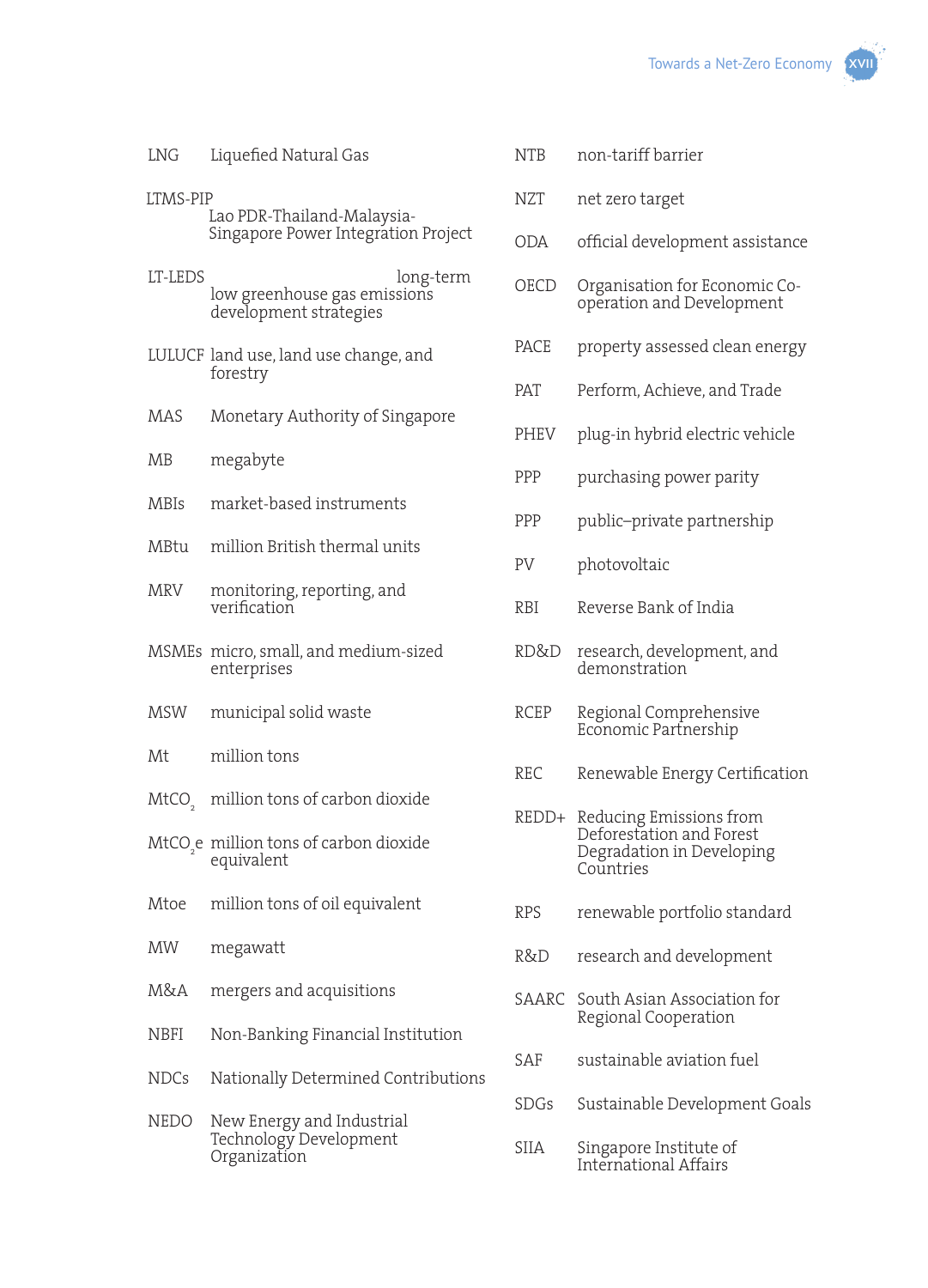| | |
|---|---|
| LNG | Liquefied Natural Gas |
| LTMS-PIP | Lao PDR-Thailand-Malaysia-Singapore Power Integration Project |
| LT-LEDS | long-term low greenhouse gas emissions development strategies |
| LULUCF | land use, land use change, and forestry |
| MAS | Monetary Authority of Singapore |
| MB | megabyte |
| MBIs | market-based instruments |
| MBtu | million British thermal units |
| MRV | monitoring, reporting, and verification |
| MSMEs | micro, small, and medium-sized enterprises |
| MSW | municipal solid waste |
| Mt | million tons |
| $MtCO_2$ | million tons of carbon dioxide |
| $MtCO_2e$ | million tons of carbon dioxide equivalent |
| Mtoe | million tons of oil equivalent |
| MW | megawatt |
| M&A | mergers and acquisitions |
| NBFI | Non-Banking Financial Institution |
| NDCs | Nationally Determined Contributions |
| NEDO | New Energy and Industrial Technology Development Organization |
| NTB | non-tariff barrier |
| NZT | net zero target |
| ODA | official development assistance |
| OECD | Organisation for Economic Co-operation and Development |
| PACE | property assessed clean energy |
| PAT | Perform, Achieve, and Trade |
| PHEV | plug-in hybrid electric vehicle |
| PPP | purchasing power parity |
| PPP | public–private partnership |
| PV | photovoltaic |
| RBI | Reverse Bank of India |
| RD&D | research, development, and demonstration |
| RCEP | Regional Comprehensive Economic Partnership |
| REC | Renewable Energy Certification |
| REDD+ | Reducing Emissions from Deforestation and Forest Degradation in Developing Countries |
| RPS | renewable portfolio standard |
| R&D | research and development |
| SAARC | South Asian Association for Regional Cooperation |
| SAF | sustainable aviation fuel |
| SDGs | Sustainable Development Goals |
| SIIA | Singapore Institute of International Affairs |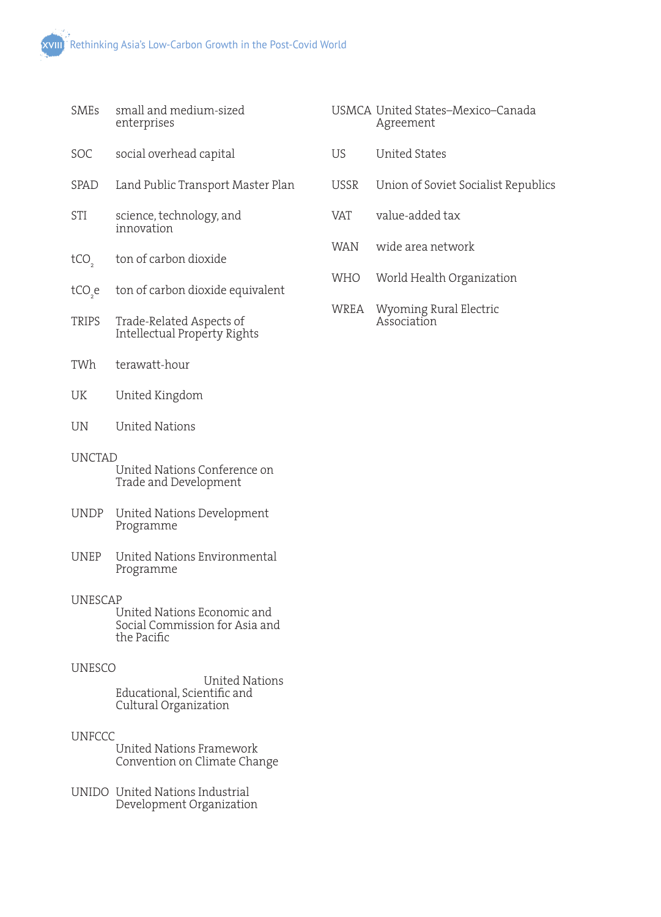| | |
|---|---|
| SMEs | small and medium-sized enterprises |
| SOC | social overhead capital |
| SPAD | Land Public Transport Master Plan |
| STI | science, technology, and innovation |
| $tCO_2$ | ton of carbon dioxide |
| $tCO_2e$ | ton of carbon dioxide equivalent |
| TRIPS | Trade-Related Aspects of Intellectual Property Rights |
| TWh | terawatt-hour |
| UK | United Kingdom |
| UN | United Nations |
| UNCTAD | United Nations Conference on Trade and Development |
| UNDP | United Nations Development Programme |
| UNEP | United Nations Environmental Programme |
| UNESCAP | United Nations Economic and Social Commission for Asia and the Pacific |
| UNESCO | United Nations Educational, Scientific and Cultural Organization |
| UNFCCC | United Nations Framework Convention on Climate Change |
| UNIDO | United Nations Industrial Development Organization |
| USMCA | United States–Mexico–Canada Agreement |
| US | United States |
| USSR | Union of Soviet Socialist Republics |
| VAT | value-added tax |
| WAN | wide area network |
| WHO | World Health Organization |
| WREA | Wyoming Rural Electric Association |